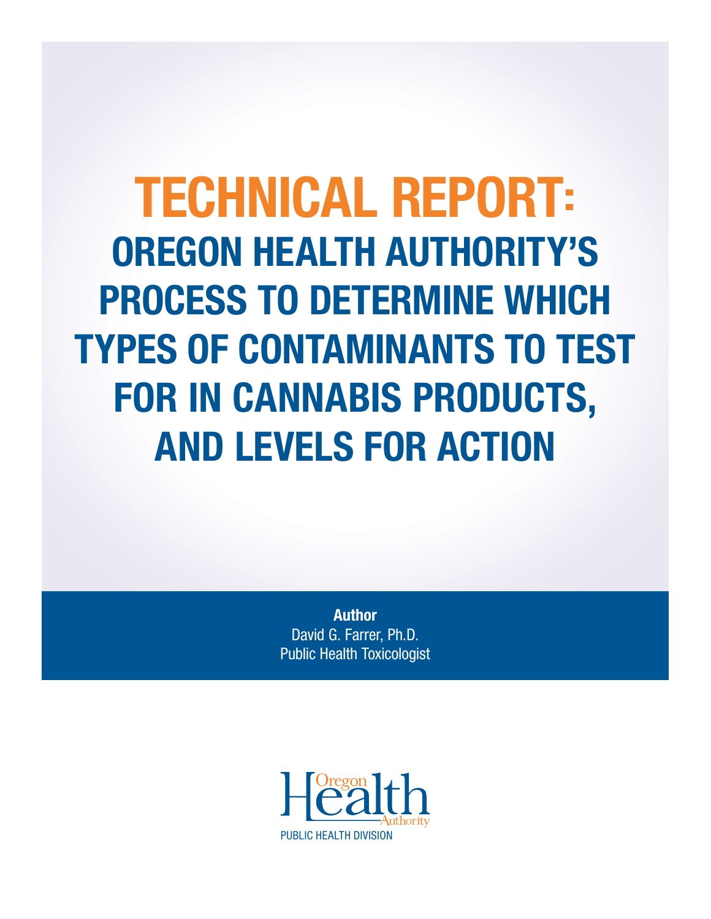# TECHNICAL REPORT: OREGON HEALTH AUTHORITY'S PROCESS TO DETERMINE WHICH TYPES OF CONTAMINANTS TO TEST FOR IN CANNABIS PRODUCTS, AND LEVELS FOR ACTION

**Author**

David G. Farrer, Ph.D.

Public Health Toxicologist

Oregon Health Authority

PUBLIC HEALTH DIVISION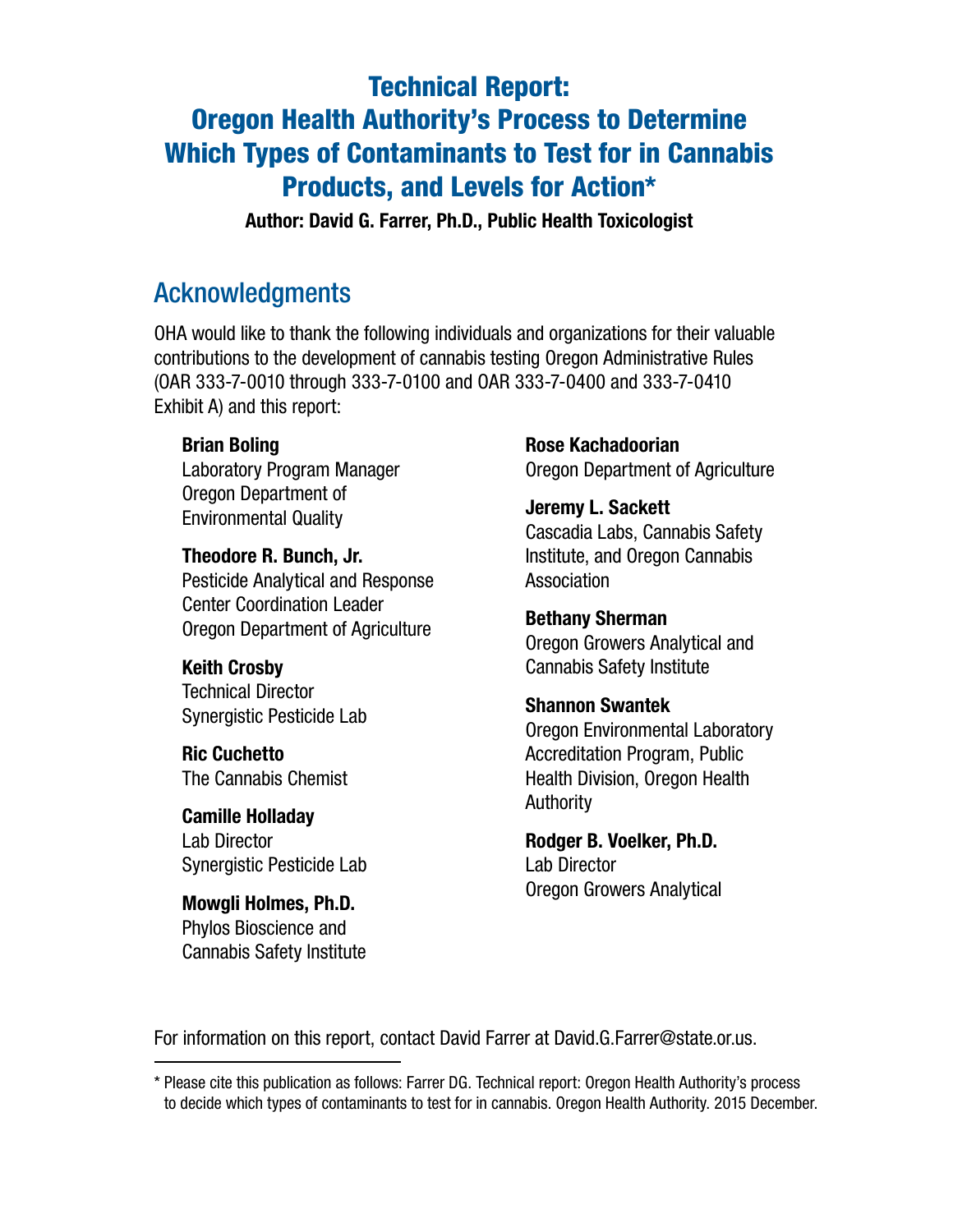# Technical Report: Oregon Health Authority's Process to Determine Which Types of Contaminants to Test for in Cannabis Products, and Levels for Action*

**Author: David G. Farrer, Ph.D., Public Health Toxicologist**

## Acknowledgments

OHA would like to thank the following individuals and organizations for their valuable contributions to the development of cannabis testing Oregon Administrative Rules (OAR 333-7-0010 through 333-7-0100 and OAR 333-7-0400 and 333-7-0410 Exhibit A) and this report:

**Brian Boling**
Laboratory Program Manager
Oregon Department of Environmental Quality

**Theodore R. Bunch, Jr.**
Pesticide Analytical and Response Center Coordination Leader
Oregon Department of Agriculture

**Keith Crosby**
Technical Director
Synergistic Pesticide Lab

**Ric Cuchetto**
The Cannabis Chemist

**Camille Holladay**
Lab Director
Synergistic Pesticide Lab

**Mowgli Holmes, Ph.D.**
Phylos Bioscience and Cannabis Safety Institute

**Rose Kachadoorian**
Oregon Department of Agriculture

**Jeremy L. Sackett**
Cascadia Labs, Cannabis Safety Institute, and Oregon Cannabis Association

**Bethany Sherman**
Oregon Growers Analytical and Cannabis Safety Institute

**Shannon Swantek**
Oregon Environmental Laboratory Accreditation Program, Public Health Division, Oregon Health Authority

**Rodger B. Voelker, Ph.D.**
Lab Director
Oregon Growers Analytical

For information on this report, contact David Farrer at David.G.Farrer@state.or.us.

---

* Please cite this publication as follows: Farrer DG. Technical report: Oregon Health Authority's process to decide which types of contaminants to test for in cannabis. Oregon Health Authority. 2015 December.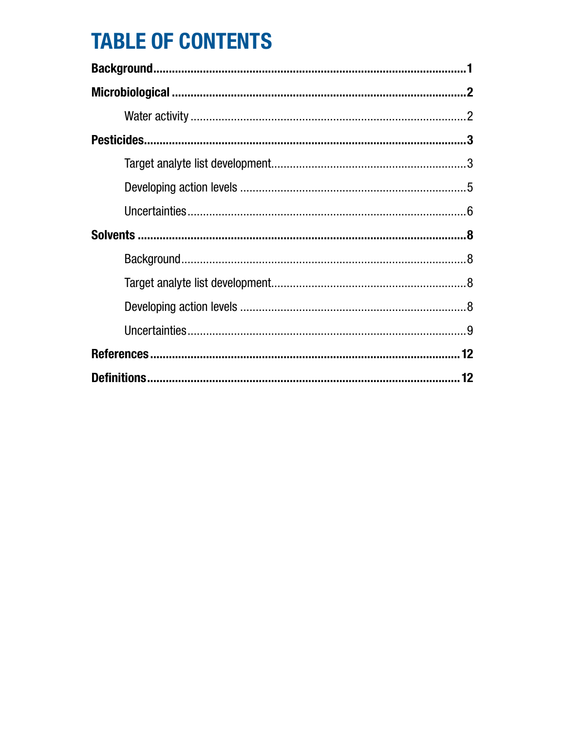# TABLE OF CONTENTS

**Background** ........................................................................................ **1**

**Microbiological** ................................................................................... **2**

- Water activity ................................................................................. 2

**Pesticides** ............................................................................................ **3**

- Target analyte list development ...................................................... 3
- Developing action levels ................................................................. 5
- Uncertainties .................................................................................. 6

**Solvents** .............................................................................................. **8**

- Background ..................................................................................... 8
- Target analyte list development ...................................................... 8
- Developing action levels ................................................................. 8
- Uncertainties .................................................................................. 9

**References** ......................................................................................... **12**

**Definitions** ......................................................................................... **12**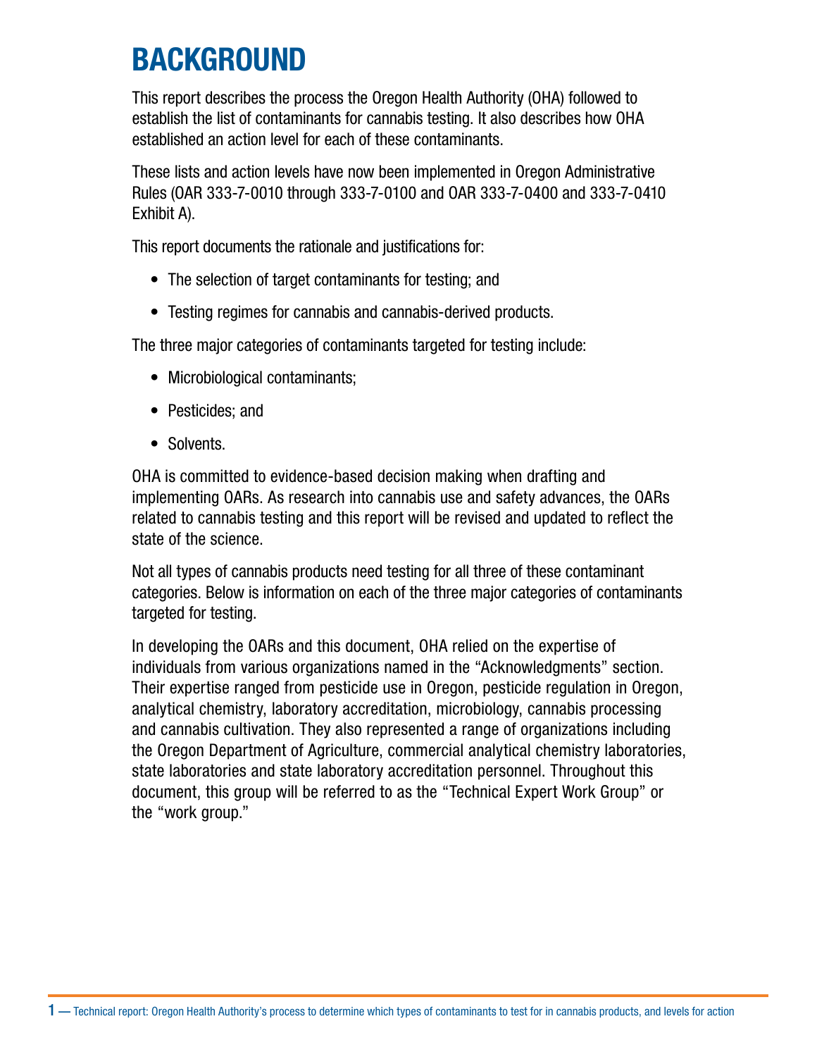# BACKGROUND

This report describes the process the Oregon Health Authority (OHA) followed to establish the list of contaminants for cannabis testing. It also describes how OHA established an action level for each of these contaminants.

These lists and action levels have now been implemented in Oregon Administrative Rules (OAR 333-7-0010 through 333-7-0100 and OAR 333-7-0400 and 333-7-0410 Exhibit A).

This report documents the rationale and justifications for:

- The selection of target contaminants for testing; and
- Testing regimes for cannabis and cannabis-derived products.

The three major categories of contaminants targeted for testing include:

- Microbiological contaminants;
- Pesticides; and
- Solvents.

OHA is committed to evidence-based decision making when drafting and implementing OARs. As research into cannabis use and safety advances, the OARs related to cannabis testing and this report will be revised and updated to reflect the state of the science.

Not all types of cannabis products need testing for all three of these contaminant categories. Below is information on each of the three major categories of contaminants targeted for testing.

In developing the OARs and this document, OHA relied on the expertise of individuals from various organizations named in the "Acknowledgments" section. Their expertise ranged from pesticide use in Oregon, pesticide regulation in Oregon, analytical chemistry, laboratory accreditation, microbiology, cannabis processing and cannabis cultivation. They also represented a range of organizations including the Oregon Department of Agriculture, commercial analytical chemistry laboratories, state laboratories and state laboratory accreditation personnel. Throughout this document, this group will be referred to as the "Technical Expert Work Group" or the "work group."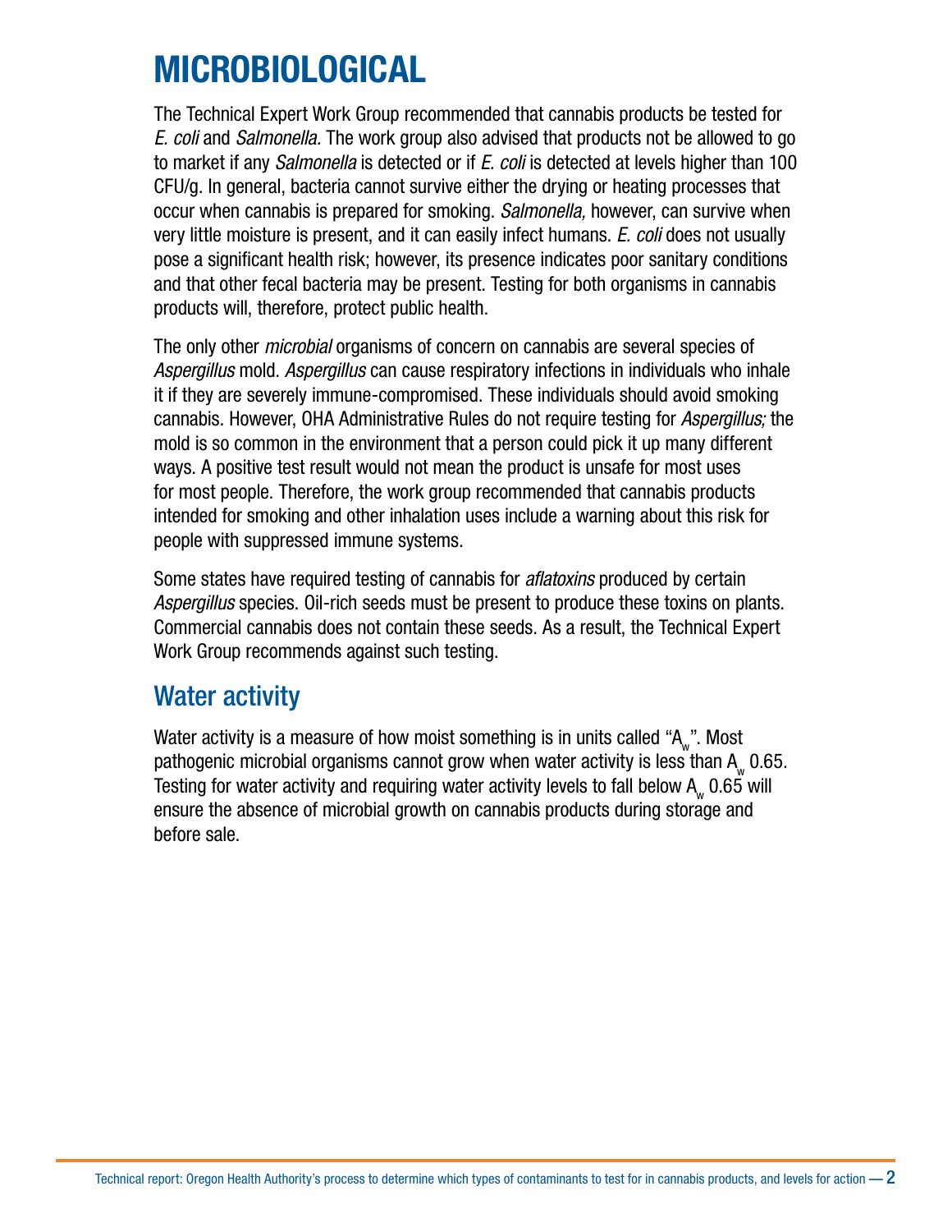# MICROBIOLOGICAL

The Technical Expert Work Group recommended that cannabis products be tested for *E. coli* and *Salmonella.* The work group also advised that products not be allowed to go to market if any *Salmonella* is detected or if *E. coli* is detected at levels higher than 100 CFU/g. In general, bacteria cannot survive either the drying or heating processes that occur when cannabis is prepared for smoking. *Salmonella,* however, can survive when very little moisture is present, and it can easily infect humans. *E. coli* does not usually pose a significant health risk; however, its presence indicates poor sanitary conditions and that other fecal bacteria may be present. Testing for both organisms in cannabis products will, therefore, protect public health.

The only other *microbial* organisms of concern on cannabis are several species of *Aspergillus* mold. *Aspergillus* can cause respiratory infections in individuals who inhale it if they are severely immune-compromised. These individuals should avoid smoking cannabis. However, OHA Administrative Rules do not require testing for *Aspergillus;* the mold is so common in the environment that a person could pick it up many different ways. A positive test result would not mean the product is unsafe for most uses for most people. Therefore, the work group recommended that cannabis products intended for smoking and other inhalation uses include a warning about this risk for people with suppressed immune systems.

Some states have required testing of cannabis for *aflatoxins* produced by certain *Aspergillus* species. Oil-rich seeds must be present to produce these toxins on plants. Commercial cannabis does not contain these seeds. As a result, the Technical Expert Work Group recommends against such testing.

## Water activity

Water activity is a measure of how moist something is in units called "$A_w$". Most pathogenic microbial organisms cannot grow when water activity is less than $A_w$ 0.65. Testing for water activity and requiring water activity levels to fall below $A_w$ 0.65 will ensure the absence of microbial growth on cannabis products during storage and before sale.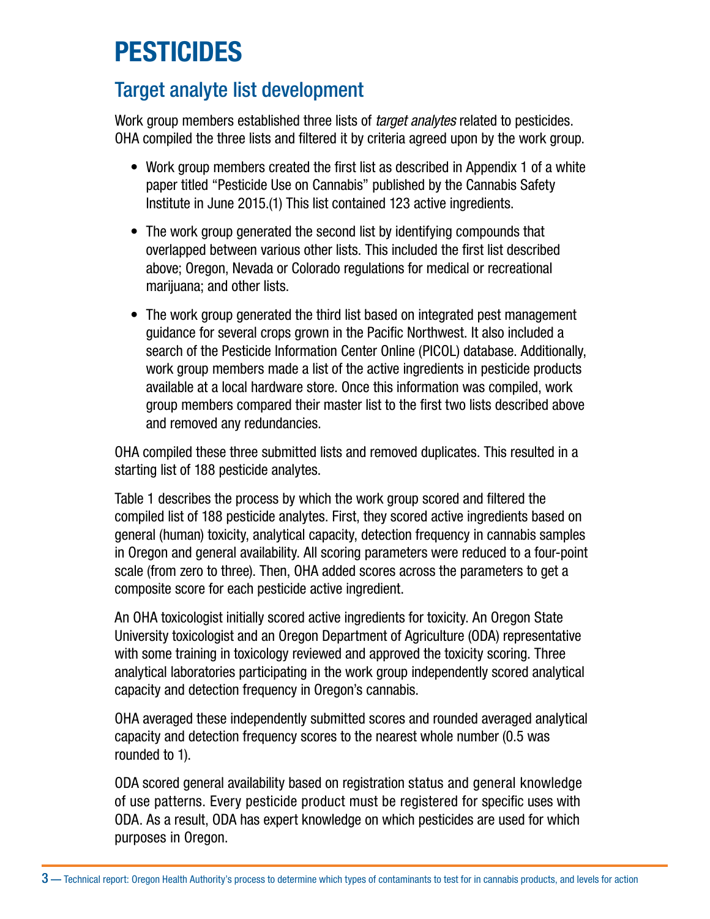# PESTICIDES

## Target analyte list development

Work group members established three lists of *target analytes* related to pesticides. OHA compiled the three lists and filtered it by criteria agreed upon by the work group.

- Work group members created the first list as described in Appendix 1 of a white paper titled "Pesticide Use on Cannabis" published by the Cannabis Safety Institute in June 2015.(1) This list contained 123 active ingredients.
- The work group generated the second list by identifying compounds that overlapped between various other lists. This included the first list described above; Oregon, Nevada or Colorado regulations for medical or recreational marijuana; and other lists.
- The work group generated the third list based on integrated pest management guidance for several crops grown in the Pacific Northwest. It also included a search of the Pesticide Information Center Online (PICOL) database. Additionally, work group members made a list of the active ingredients in pesticide products available at a local hardware store. Once this information was compiled, work group members compared their master list to the first two lists described above and removed any redundancies.

OHA compiled these three submitted lists and removed duplicates. This resulted in a starting list of 188 pesticide analytes.

Table 1 describes the process by which the work group scored and filtered the compiled list of 188 pesticide analytes. First, they scored active ingredients based on general (human) toxicity, analytical capacity, detection frequency in cannabis samples in Oregon and general availability. All scoring parameters were reduced to a four-point scale (from zero to three). Then, OHA added scores across the parameters to get a composite score for each pesticide active ingredient.

An OHA toxicologist initially scored active ingredients for toxicity. An Oregon State University toxicologist and an Oregon Department of Agriculture (ODA) representative with some training in toxicology reviewed and approved the toxicity scoring. Three analytical laboratories participating in the work group independently scored analytical capacity and detection frequency in Oregon's cannabis.

OHA averaged these independently submitted scores and rounded averaged analytical capacity and detection frequency scores to the nearest whole number (0.5 was rounded to 1).

ODA scored general availability based on registration status and general knowledge of use patterns. Every pesticide product must be registered for specific uses with ODA. As a result, ODA has expert knowledge on which pesticides are used for which purposes in Oregon.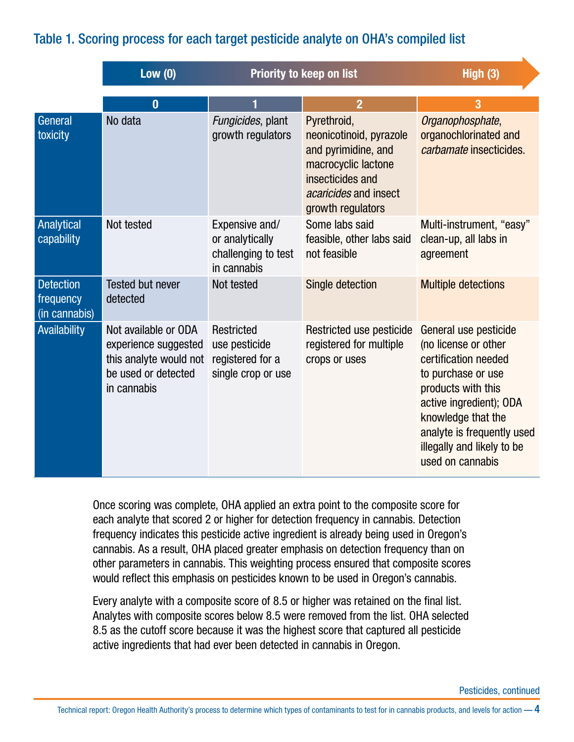### Table 1. Scoring process for each target pesticide analyte on OHA's compiled list

Low (0) — Priority to keep on list — High (3)

| | 0 | 1 | 2 | 3 |
|---|---|---|---|---|
| General toxicity | No data | *Fungicides*, plant growth regulators | Pyrethroid, neonicotinoid, pyrazole and pyrimidine, and macrocyclic lactone insecticides and *acaricides* and insect growth regulators | *Organophosphate*, organochlorinated and *carbamate* insecticides. |
| Analytical capability | Not tested | Expensive and/ or analytically challenging to test in cannabis | Some labs said feasible, other labs said not feasible | Multi-instrument, "easy" clean-up, all labs in agreement |
| Detection frequency (in cannabis) | Tested but never detected | Not tested | Single detection | Multiple detections |
| Availability | Not available or ODA experience suggested this analyte would not be used or detected in cannabis | Restricted use pesticide registered for a single crop or use | Restricted use pesticide registered for multiple crops or uses | General use pesticide (no license or other certification needed to purchase or use products with this active ingredient); ODA knowledge that the analyte is frequently used illegally and likely to be used on cannabis |

Once scoring was complete, OHA applied an extra point to the composite score for each analyte that scored 2 or higher for detection frequency in cannabis. Detection frequency indicates this pesticide active ingredient is already being used in Oregon's cannabis. As a result, OHA placed greater emphasis on detection frequency than on other parameters in cannabis. This weighting process ensured that composite scores would reflect this emphasis on pesticides known to be used in Oregon's cannabis.

Every analyte with a composite score of 8.5 or higher was retained on the final list. Analytes with composite scores below 8.5 were removed from the list. OHA selected 8.5 as the cutoff score because it was the highest score that captured all pesticide active ingredients that had ever been detected in cannabis in Oregon.

Pesticides, continued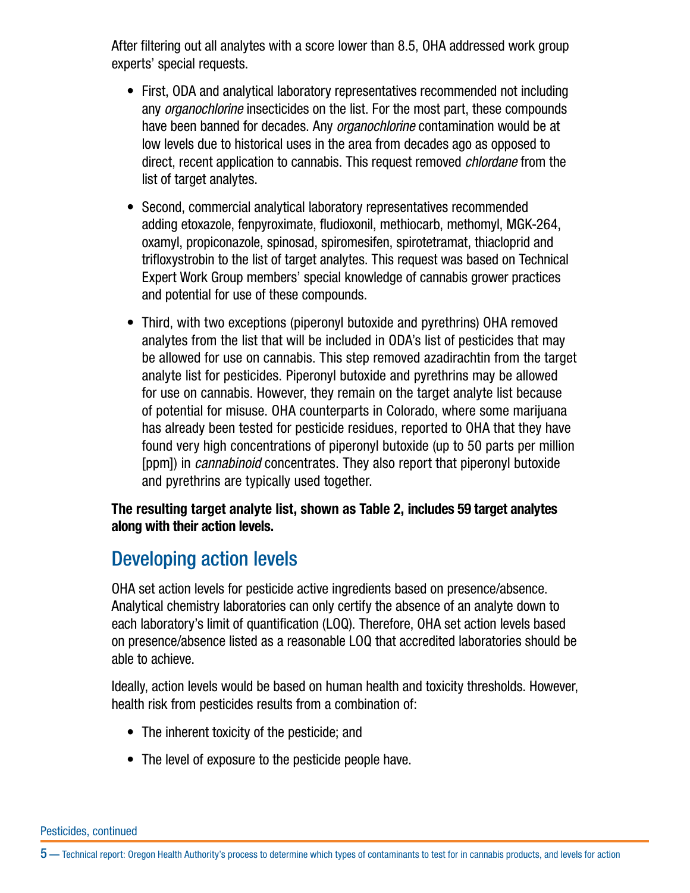After filtering out all analytes with a score lower than 8.5, OHA addressed work group experts' special requests.

- First, ODA and analytical laboratory representatives recommended not including any *organochlorine* insecticides on the list. For the most part, these compounds have been banned for decades. Any *organochlorine* contamination would be at low levels due to historical uses in the area from decades ago as opposed to direct, recent application to cannabis. This request removed *chlordane* from the list of target analytes.
- Second, commercial analytical laboratory representatives recommended adding etoxazole, fenpyroximate, fludioxonil, methiocarb, methomyl, MGK-264, oxamyl, propiconazole, spinosad, spiromesifen, spirotetramat, thiacloprid and trifloxystrobin to the list of target analytes. This request was based on Technical Expert Work Group members' special knowledge of cannabis grower practices and potential for use of these compounds.
- Third, with two exceptions (piperonyl butoxide and pyrethrins) OHA removed analytes from the list that will be included in ODA's list of pesticides that may be allowed for use on cannabis. This step removed azadirachtin from the target analyte list for pesticides. Piperonyl butoxide and pyrethrins may be allowed for use on cannabis. However, they remain on the target analyte list because of potential for misuse. OHA counterparts in Colorado, where some marijuana has already been tested for pesticide residues, reported to OHA that they have found very high concentrations of piperonyl butoxide (up to 50 parts per million [ppm]) in *cannabinoid* concentrates. They also report that piperonyl butoxide and pyrethrins are typically used together.

**The resulting target analyte list, shown as Table 2, includes 59 target analytes along with their action levels.**

## Developing action levels

OHA set action levels for pesticide active ingredients based on presence/absence. Analytical chemistry laboratories can only certify the absence of an analyte down to each laboratory's limit of quantification (LOQ). Therefore, OHA set action levels based on presence/absence listed as a reasonable LOQ that accredited laboratories should be able to achieve.

Ideally, action levels would be based on human health and toxicity thresholds. However, health risk from pesticides results from a combination of:

- The inherent toxicity of the pesticide; and
- The level of exposure to the pesticide people have.

Pesticides, continued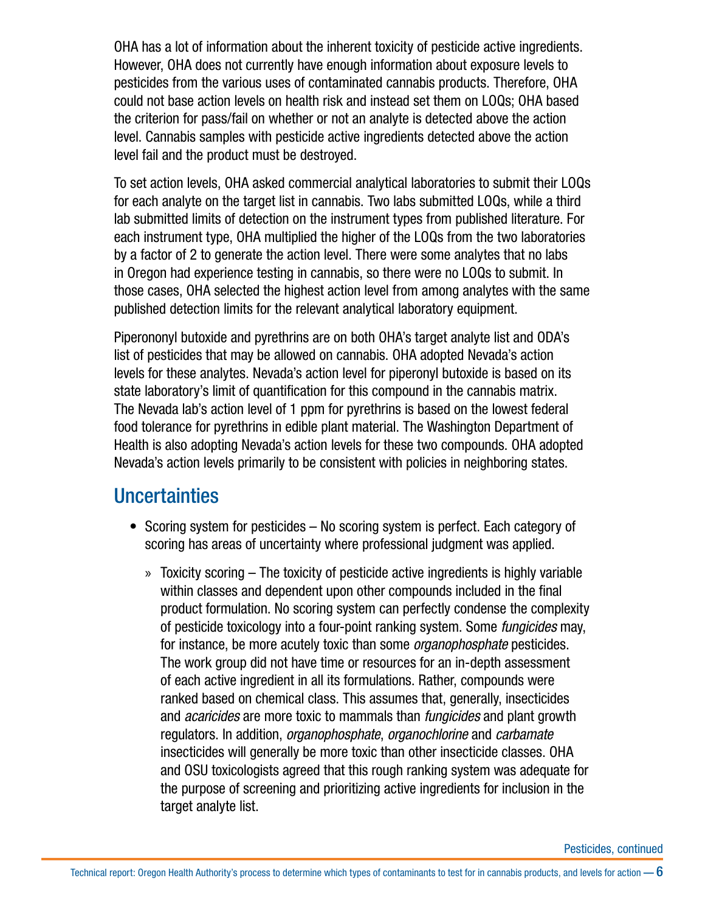OHA has a lot of information about the inherent toxicity of pesticide active ingredients. However, OHA does not currently have enough information about exposure levels to pesticides from the various uses of contaminated cannabis products. Therefore, OHA could not base action levels on health risk and instead set them on LOQs; OHA based the criterion for pass/fail on whether or not an analyte is detected above the action level. Cannabis samples with pesticide active ingredients detected above the action level fail and the product must be destroyed.

To set action levels, OHA asked commercial analytical laboratories to submit their LOQs for each analyte on the target list in cannabis. Two labs submitted LOQs, while a third lab submitted limits of detection on the instrument types from published literature. For each instrument type, OHA multiplied the higher of the LOQs from the two laboratories by a factor of 2 to generate the action level. There were some analytes that no labs in Oregon had experience testing in cannabis, so there were no LOQs to submit. In those cases, OHA selected the highest action level from among analytes with the same published detection limits for the relevant analytical laboratory equipment.

Piperononyl butoxide and pyrethrins are on both OHA's target analyte list and ODA's list of pesticides that may be allowed on cannabis. OHA adopted Nevada's action levels for these analytes. Nevada's action level for piperonyl butoxide is based on its state laboratory's limit of quantification for this compound in the cannabis matrix. The Nevada lab's action level of 1 ppm for pyrethrins is based on the lowest federal food tolerance for pyrethrins in edible plant material. The Washington Department of Health is also adopting Nevada's action levels for these two compounds. OHA adopted Nevada's action levels primarily to be consistent with policies in neighboring states.

## Uncertainties

- Scoring system for pesticides – No scoring system is perfect. Each category of scoring has areas of uncertainty where professional judgment was applied.
  - Toxicity scoring – The toxicity of pesticide active ingredients is highly variable within classes and dependent upon other compounds included in the final product formulation. No scoring system can perfectly condense the complexity of pesticide toxicology into a four-point ranking system. Some *fungicides* may, for instance, be more acutely toxic than some *organophosphate* pesticides. The work group did not have time or resources for an in-depth assessment of each active ingredient in all its formulations. Rather, compounds were ranked based on chemical class. This assumes that, generally, insecticides and *acaricides* are more toxic to mammals than *fungicides* and plant growth regulators. In addition, *organophosphate*, *organochlorine* and *carbamate* insecticides will generally be more toxic than other insecticide classes. OHA and OSU toxicologists agreed that this rough ranking system was adequate for the purpose of screening and prioritizing active ingredients for inclusion in the target analyte list.

Pesticides, continued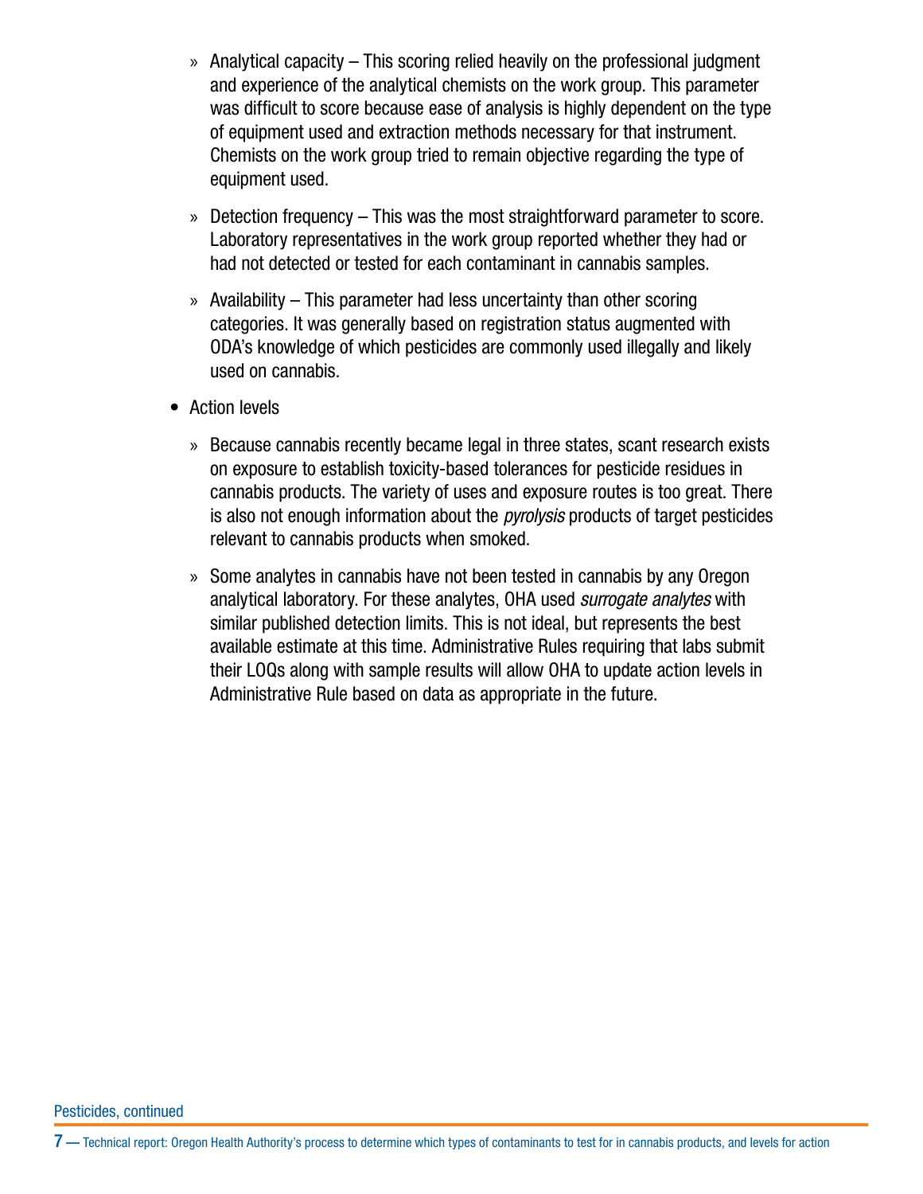- Analytical capacity – This scoring relied heavily on the professional judgment and experience of the analytical chemists on the work group. This parameter was difficult to score because ease of analysis is highly dependent on the type of equipment used and extraction methods necessary for that instrument. Chemists on the work group tried to remain objective regarding the type of equipment used.
   - Detection frequency – This was the most straightforward parameter to score. Laboratory representatives in the work group reported whether they had or had not detected or tested for each contaminant in cannabis samples.
   - Availability – This parameter had less uncertainty than other scoring categories. It was generally based on registration status augmented with ODA's knowledge of which pesticides are commonly used illegally and likely used on cannabis.

- Action levels
   - Because cannabis recently became legal in three states, scant research exists on exposure to establish toxicity-based tolerances for pesticide residues in cannabis products. The variety of uses and exposure routes is too great. There is also not enough information about the *pyrolysis* products of target pesticides relevant to cannabis products when smoked.
   - Some analytes in cannabis have not been tested in cannabis by any Oregon analytical laboratory. For these analytes, OHA used *surrogate analytes* with similar published detection limits. This is not ideal, but represents the best available estimate at this time. Administrative Rules requiring that labs submit their LOQs along with sample results will allow OHA to update action levels in Administrative Rule based on data as appropriate in the future.

Pesticides, continued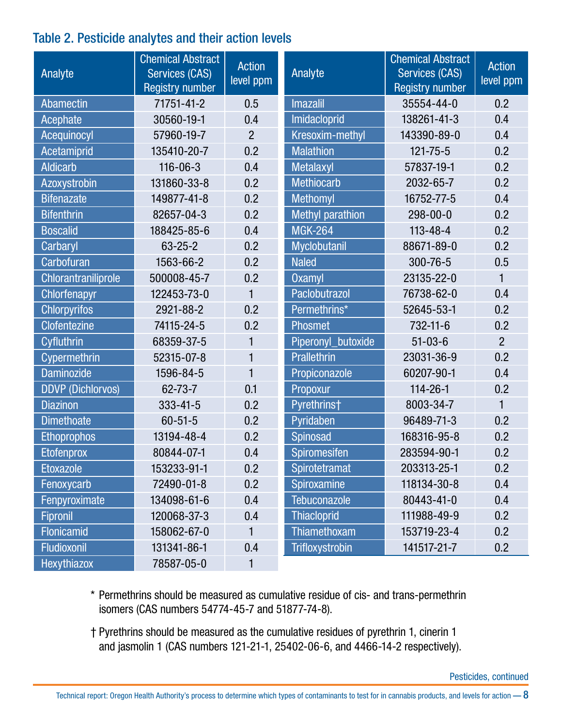## Table 2. Pesticide analytes and their action levels

| Analyte | Chemical Abstract Services (CAS) Registry number | Action level ppm |
|---|---|---|
| Abamectin | 71751-41-2 | 0.5 |
| Acephate | 30560-19-1 | 0.4 |
| Acequinocyl | 57960-19-7 | 2 |
| Acetamiprid | 135410-20-7 | 0.2 |
| Aldicarb | 116-06-3 | 0.4 |
| Azoxystrobin | 131860-33-8 | 0.2 |
| Bifenazate | 149877-41-8 | 0.2 |
| Bifenthrin | 82657-04-3 | 0.2 |
| Boscalid | 188425-85-6 | 0.4 |
| Carbaryl | 63-25-2 | 0.2 |
| Carbofuran | 1563-66-2 | 0.2 |
| Chlorantraniliprole | 500008-45-7 | 0.2 |
| Chlorfenapyr | 122453-73-0 | 1 |
| Chlorpyrifos | 2921-88-2 | 0.2 |
| Clofentezine | 74115-24-5 | 0.2 |
| Cyfluthrin | 68359-37-5 | 1 |
| Cypermethrin | 52315-07-8 | 1 |
| Daminozide | 1596-84-5 | 1 |
| DDVP (Dichlorvos) | 62-73-7 | 0.1 |
| Diazinon | 333-41-5 | 0.2 |
| Dimethoate | 60-51-5 | 0.2 |
| Ethoprophos | 13194-48-4 | 0.2 |
| Etofenprox | 80844-07-1 | 0.4 |
| Etoxazole | 153233-91-1 | 0.2 |
| Fenoxycarb | 72490-01-8 | 0.2 |
| Fenpyroximate | 134098-61-6 | 0.4 |
| Fipronil | 120068-37-3 | 0.4 |
| Flonicamid | 158062-67-0 | 1 |
| Fludioxonil | 131341-86-1 | 0.4 |
| Hexythiazox | 78587-05-0 | 1 |
| Imazalil | 35554-44-0 | 0.2 |
| Imidacloprid | 138261-41-3 | 0.4 |
| Kresoxim-methyl | 143390-89-0 | 0.4 |
| Malathion | 121-75-5 | 0.2 |
| Metalaxyl | 57837-19-1 | 0.2 |
| Methiocarb | 2032-65-7 | 0.2 |
| Methomyl | 16752-77-5 | 0.4 |
| Methyl parathion | 298-00-0 | 0.2 |
| MGK-264 | 113-48-4 | 0.2 |
| Myclobutanil | 88671-89-0 | 0.2 |
| Naled | 300-76-5 | 0.5 |
| Oxamyl | 23135-22-0 | 1 |
| Paclobutrazol | 76738-62-0 | 0.4 |
| Permethrins* | 52645-53-1 | 0.2 |
| Phosmet | 732-11-6 | 0.2 |
| Piperonyl_butoxide | 51-03-6 | 2 |
| Prallethrin | 23031-36-9 | 0.2 |
| Propiconazole | 60207-90-1 | 0.4 |
| Propoxur | 114-26-1 | 0.2 |
| Pyrethrins† | 8003-34-7 | 1 |
| Pyridaben | 96489-71-3 | 0.2 |
| Spinosad | 168316-95-8 | 0.2 |
| Spiromesifen | 283594-90-1 | 0.2 |
| Spirotetramat | 203313-25-1 | 0.2 |
| Spiroxamine | 118134-30-8 | 0.4 |
| Tebuconazole | 80443-41-0 | 0.4 |
| Thiacloprid | 111988-49-9 | 0.2 |
| Thiamethoxam | 153719-23-4 | 0.2 |
| Trifloxystrobin | 141517-21-7 | 0.2 |

\* Permethrins should be measured as cumulative residue of cis- and trans-permethrin isomers (CAS numbers 54774-45-7 and 51877-74-8).

† Pyrethrins should be measured as the cumulative residues of pyrethrin 1, cinerin 1 and jasmolin 1 (CAS numbers 121-21-1, 25402-06-6, and 4466-14-2 respectively).

Pesticides, continued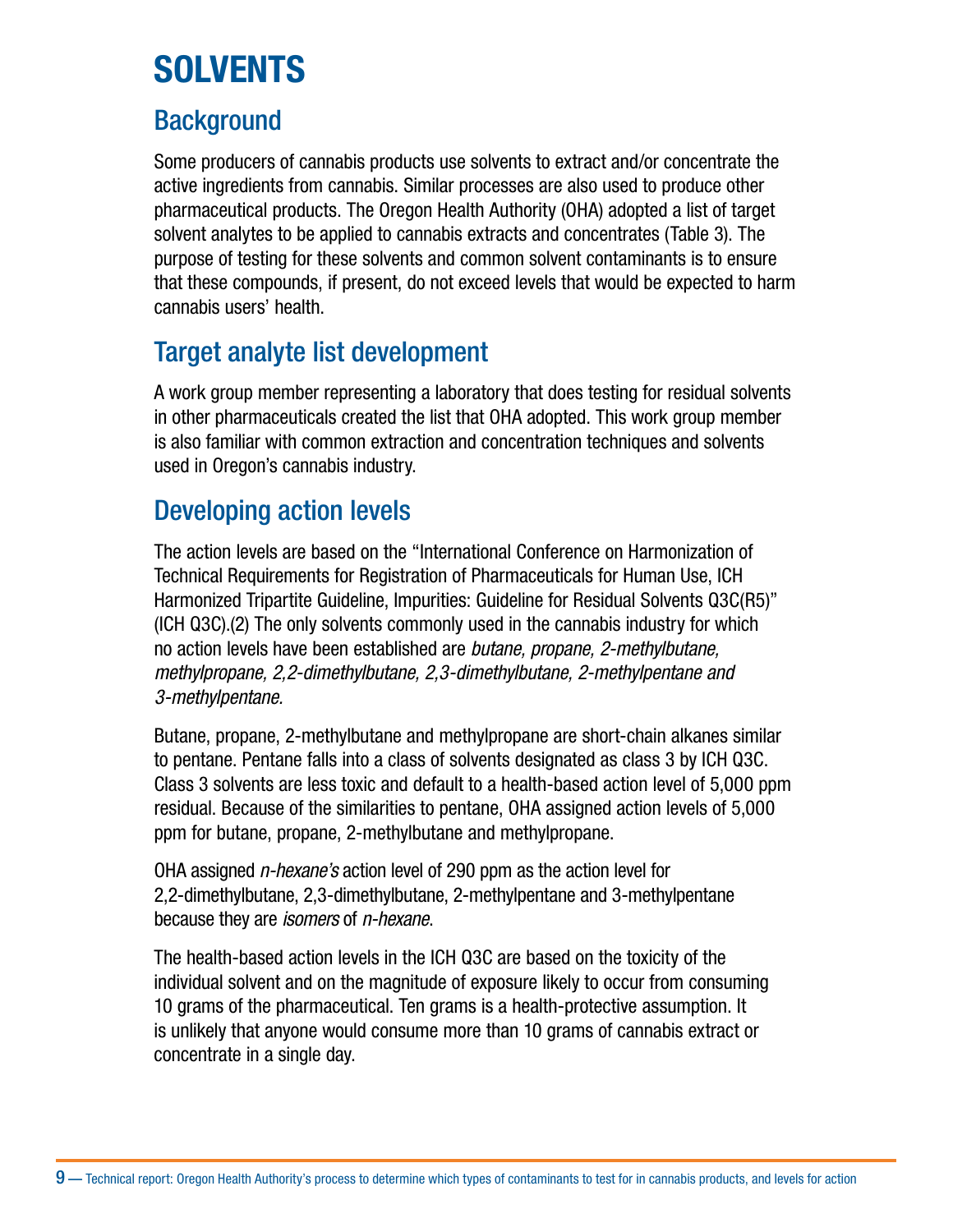# SOLVENTS

## Background

Some producers of cannabis products use solvents to extract and/or concentrate the active ingredients from cannabis. Similar processes are also used to produce other pharmaceutical products. The Oregon Health Authority (OHA) adopted a list of target solvent analytes to be applied to cannabis extracts and concentrates (Table 3). The purpose of testing for these solvents and common solvent contaminants is to ensure that these compounds, if present, do not exceed levels that would be expected to harm cannabis users' health.

## Target analyte list development

A work group member representing a laboratory that does testing for residual solvents in other pharmaceuticals created the list that OHA adopted. This work group member is also familiar with common extraction and concentration techniques and solvents used in Oregon's cannabis industry.

## Developing action levels

The action levels are based on the "International Conference on Harmonization of Technical Requirements for Registration of Pharmaceuticals for Human Use, ICH Harmonized Tripartite Guideline, Impurities: Guideline for Residual Solvents Q3C(R5)" (ICH Q3C).(2) The only solvents commonly used in the cannabis industry for which no action levels have been established are *butane, propane, 2-methylbutane, methylpropane, 2,2-dimethylbutane, 2,3-dimethylbutane, 2-methylpentane and 3-methylpentane*.

Butane, propane, 2-methylbutane and methylpropane are short-chain alkanes similar to pentane. Pentane falls into a class of solvents designated as class 3 by ICH Q3C. Class 3 solvents are less toxic and default to a health-based action level of 5,000 ppm residual. Because of the similarities to pentane, OHA assigned action levels of 5,000 ppm for butane, propane, 2-methylbutane and methylpropane.

OHA assigned *n-hexane's* action level of 290 ppm as the action level for 2,2-dimethylbutane, 2,3-dimethylbutane, 2-methylpentane and 3-methylpentane because they are *isomers* of *n-hexane*.

The health-based action levels in the ICH Q3C are based on the toxicity of the individual solvent and on the magnitude of exposure likely to occur from consuming 10 grams of the pharmaceutical. Ten grams is a health-protective assumption. It is unlikely that anyone would consume more than 10 grams of cannabis extract or concentrate in a single day.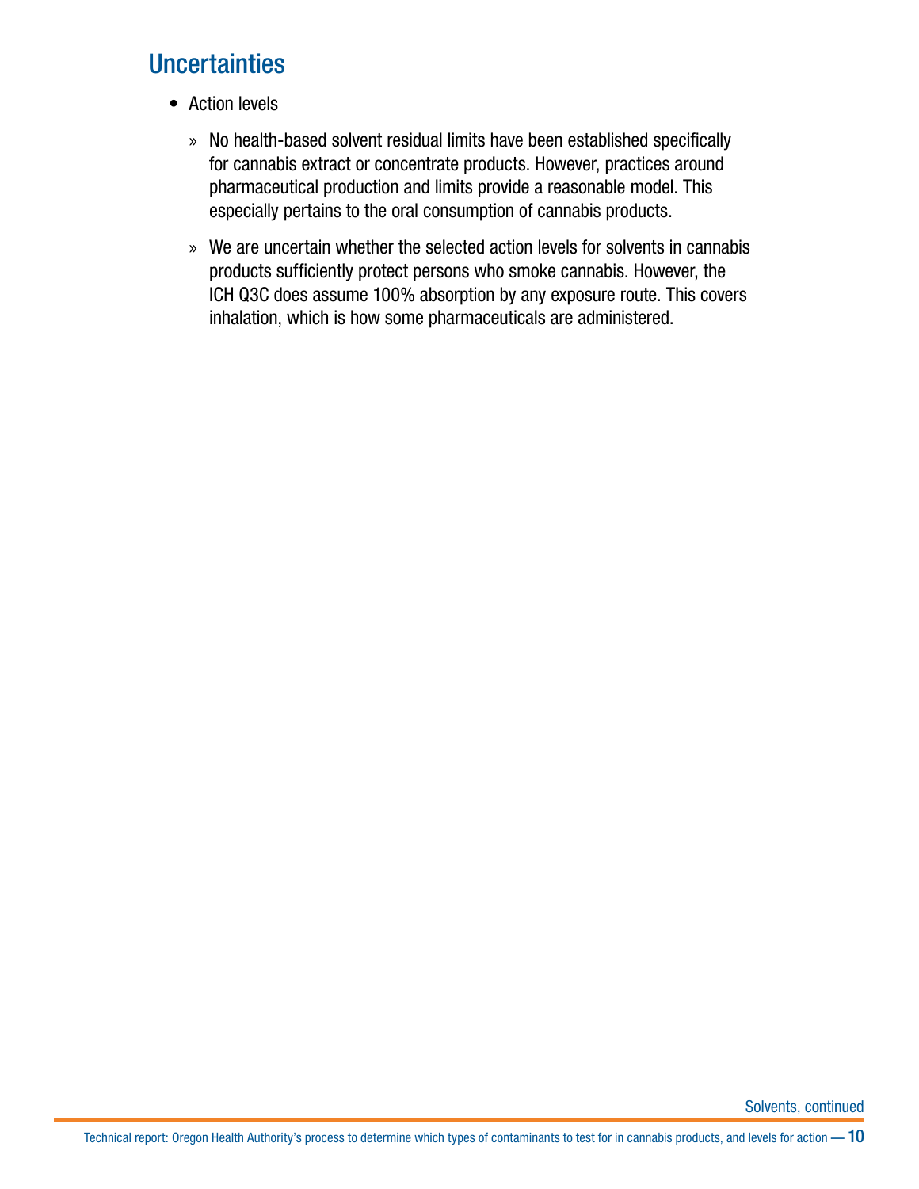## Uncertainties

- Action levels
  - No health-based solvent residual limits have been established specifically for cannabis extract or concentrate products. However, practices around pharmaceutical production and limits provide a reasonable model. This especially pertains to the oral consumption of cannabis products.
  - We are uncertain whether the selected action levels for solvents in cannabis products sufficiently protect persons who smoke cannabis. However, the ICH Q3C does assume 100% absorption by any exposure route. This covers inhalation, which is how some pharmaceuticals are administered.

Solvents, continued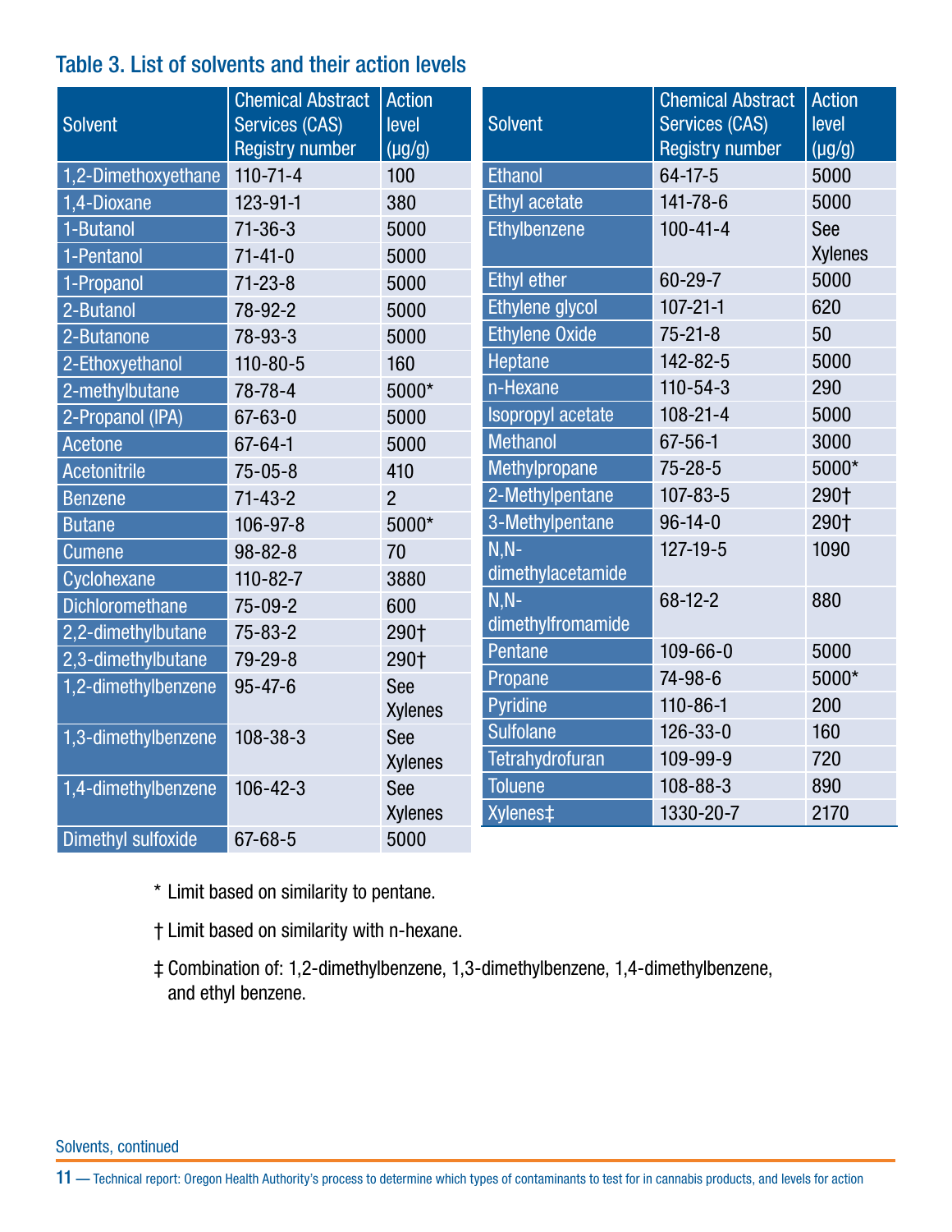## Table 3. List of solvents and their action levels

| Solvent | Chemical Abstract Services (CAS) Registry number | Action level (µg/g) |
|---|---|---|
| 1,2-Dimethoxyethane | 110-71-4 | 100 |
| 1,4-Dioxane | 123-91-1 | 380 |
| 1-Butanol | 71-36-3 | 5000 |
| 1-Pentanol | 71-41-0 | 5000 |
| 1-Propanol | 71-23-8 | 5000 |
| 2-Butanol | 78-92-2 | 5000 |
| 2-Butanone | 78-93-3 | 5000 |
| 2-Ethoxyethanol | 110-80-5 | 160 |
| 2-methylbutane | 78-78-4 | 5000* |
| 2-Propanol (IPA) | 67-63-0 | 5000 |
| Acetone | 67-64-1 | 5000 |
| Acetonitrile | 75-05-8 | 410 |
| Benzene | 71-43-2 | 2 |
| Butane | 106-97-8 | 5000* |
| Cumene | 98-82-8 | 70 |
| Cyclohexane | 110-82-7 | 3880 |
| Dichloromethane | 75-09-2 | 600 |
| 2,2-dimethylbutane | 75-83-2 | 290† |
| 2,3-dimethylbutane | 79-29-8 | 290† |
| 1,2-dimethylbenzene | 95-47-6 | See Xylenes |
| 1,3-dimethylbenzene | 108-38-3 | See Xylenes |
| 1,4-dimethylbenzene | 106-42-3 | See Xylenes |
| Dimethyl sulfoxide | 67-68-5 | 5000 |
| Ethanol | 64-17-5 | 5000 |
| Ethyl acetate | 141-78-6 | 5000 |
| Ethylbenzene | 100-41-4 | See Xylenes |
| Ethyl ether | 60-29-7 | 5000 |
| Ethylene glycol | 107-21-1 | 620 |
| Ethylene Oxide | 75-21-8 | 50 |
| Heptane | 142-82-5 | 5000 |
| n-Hexane | 110-54-3 | 290 |
| Isopropyl acetate | 108-21-4 | 5000 |
| Methanol | 67-56-1 | 3000 |
| Methylpropane | 75-28-5 | 5000* |
| 2-Methylpentane | 107-83-5 | 290† |
| 3-Methylpentane | 96-14-0 | 290† |
| N,N-dimethylacetamide | 127-19-5 | 1090 |
| N,N-dimethylfromamide | 68-12-2 | 880 |
| Pentane | 109-66-0 | 5000 |
| Propane | 74-98-6 | 5000* |
| Pyridine | 110-86-1 | 200 |
| Sulfolane | 126-33-0 | 160 |
| Tetrahydrofuran | 109-99-9 | 720 |
| Toluene | 108-88-3 | 890 |
| Xylenes‡ | 1330-20-7 | 2170 |

* Limit based on similarity to pentane.

† Limit based on similarity with n-hexane.

‡ Combination of: 1,2-dimethylbenzene, 1,3-dimethylbenzene, 1,4-dimethylbenzene, and ethyl benzene.

Solvents, continued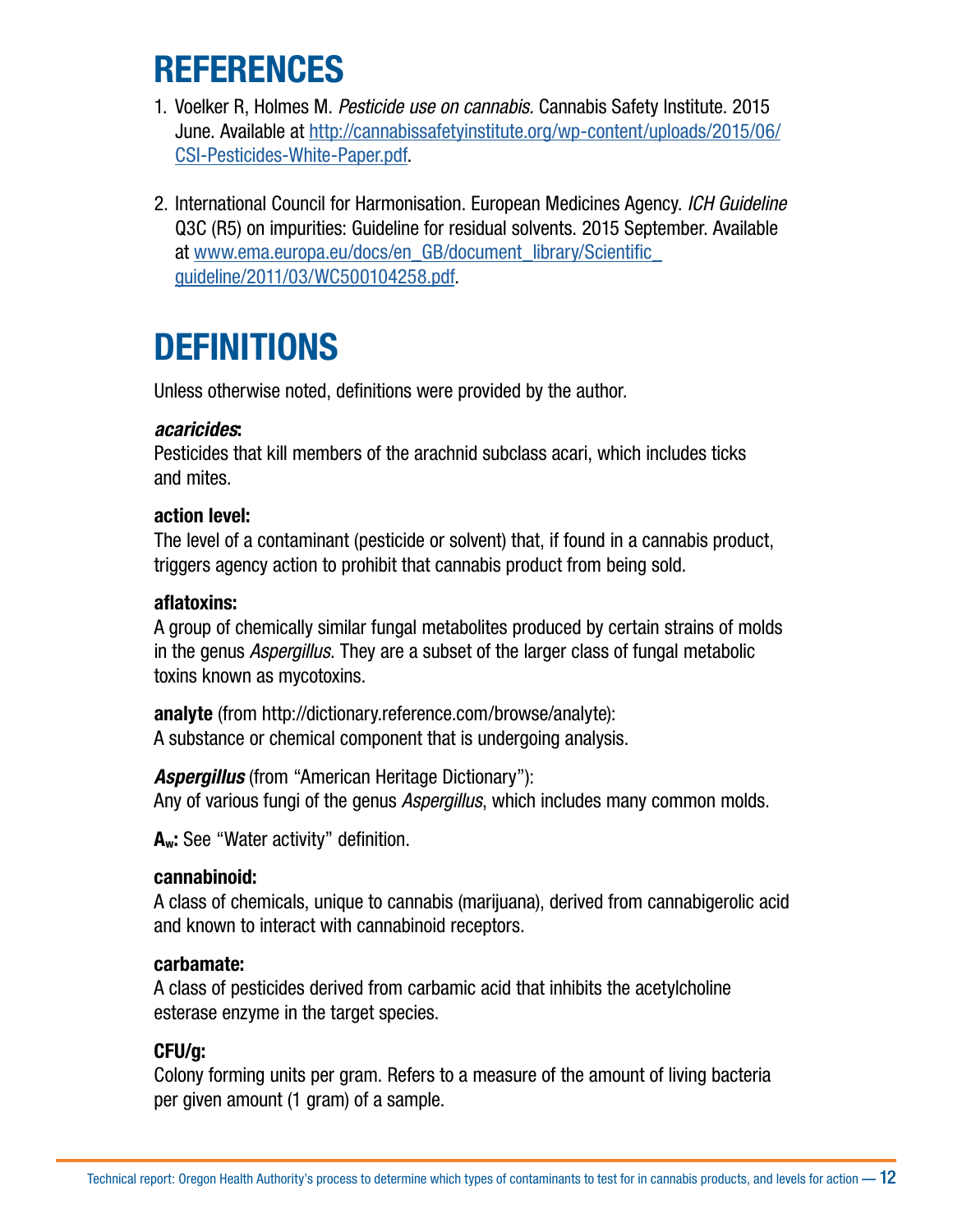# REFERENCES

1. Voelker R, Holmes M. *Pesticide use on cannabis.* Cannabis Safety Institute. 2015 June. Available at [http://cannabissafetyinstitute.org/wp-content/uploads/2015/06/CSI-Pesticides-White-Paper.pdf](http://cannabissafetyinstitute.org/wp-content/uploads/2015/06/CSI-Pesticides-White-Paper.pdf).

2. International Council for Harmonisation. European Medicines Agency. *ICH Guideline* Q3C (R5) on impurities: Guideline for residual solvents. 2015 September. Available at [www.ema.europa.eu/docs/en_GB/document_library/Scientific_guideline/2011/03/WC500104258.pdf](www.ema.europa.eu/docs/en_GB/document_library/Scientific_guideline/2011/03/WC500104258.pdf).

# DEFINITIONS

Unless otherwise noted, definitions were provided by the author.

***acaricides*:**
Pesticides that kill members of the arachnid subclass acari, which includes ticks and mites.

**action level:**
The level of a contaminant (pesticide or solvent) that, if found in a cannabis product, triggers agency action to prohibit that cannabis product from being sold.

**aflatoxins:**
A group of chemically similar fungal metabolites produced by certain strains of molds in the genus *Aspergillus*. They are a subset of the larger class of fungal metabolic toxins known as mycotoxins.

**analyte** (from http://dictionary.reference.com/browse/analyte):
A substance or chemical component that is undergoing analysis.

***Aspergillus*** (from "American Heritage Dictionary"):
Any of various fungi of the genus *Aspergillus*, which includes many common molds.

**$A_w$:** See "Water activity" definition.

**cannabinoid:**
A class of chemicals, unique to cannabis (marijuana), derived from cannabigerolic acid and known to interact with cannabinoid receptors.

**carbamate:**
A class of pesticides derived from carbamic acid that inhibits the acetylcholine esterase enzyme in the target species.

**CFU/g:**
Colony forming units per gram. Refers to a measure of the amount of living bacteria per given amount (1 gram) of a sample.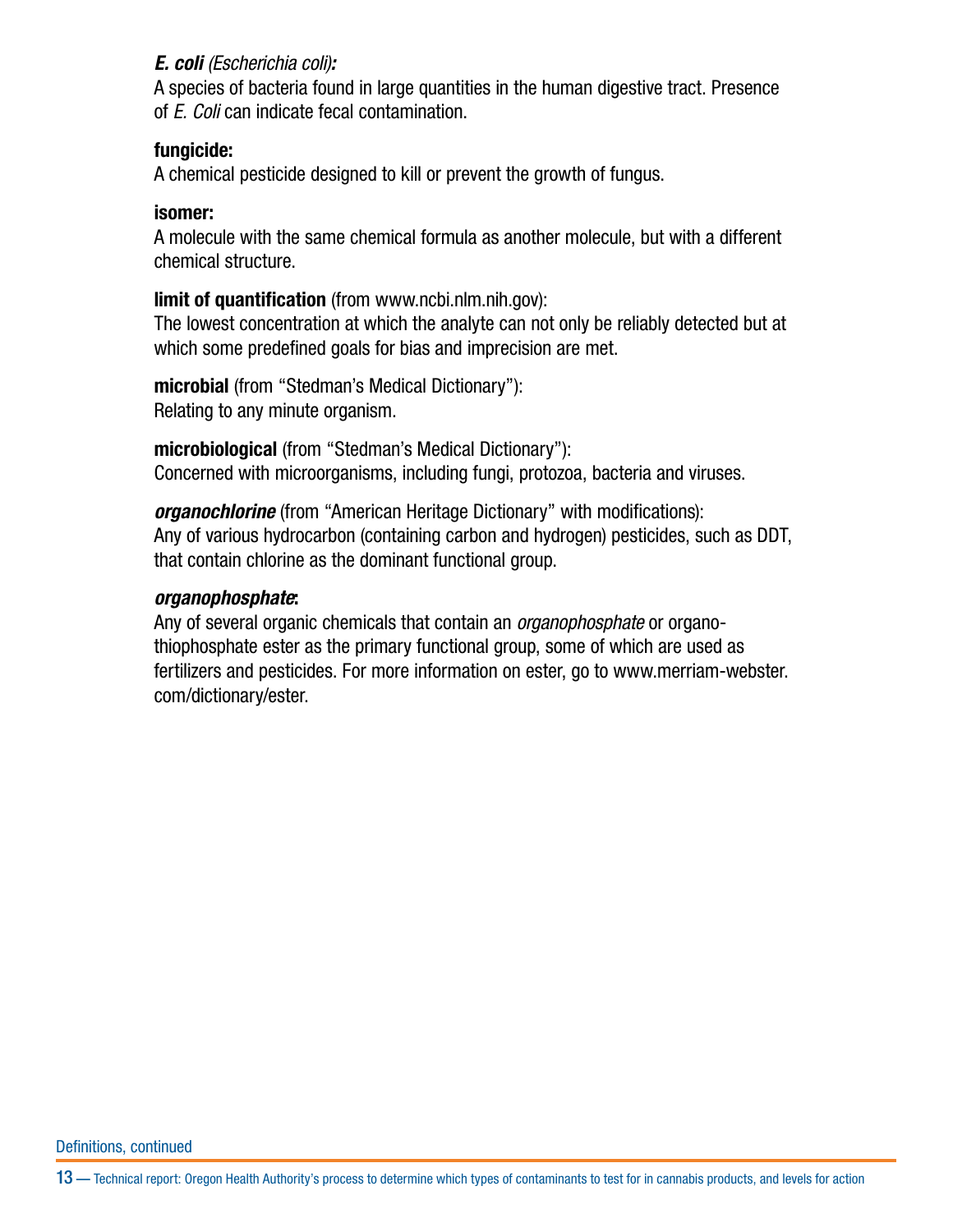***E. coli*** *(Escherichia coli)****:***
A species of bacteria found in large quantities in the human digestive tract. Presence of *E. Coli* can indicate fecal contamination.

**fungicide:**
A chemical pesticide designed to kill or prevent the growth of fungus.

**isomer:**
A molecule with the same chemical formula as another molecule, but with a different chemical structure.

**limit of quantification** (from www.ncbi.nlm.nih.gov):
The lowest concentration at which the analyte can not only be reliably detected but at which some predefined goals for bias and imprecision are met.

**microbial** (from "Stedman's Medical Dictionary"):
Relating to any minute organism.

**microbiological** (from "Stedman's Medical Dictionary"):
Concerned with microorganisms, including fungi, protozoa, bacteria and viruses.

***organochlorine*** (from "American Heritage Dictionary" with modifications):
Any of various hydrocarbon (containing carbon and hydrogen) pesticides, such as DDT, that contain chlorine as the dominant functional group.

***organophosphate*****:**
Any of several organic chemicals that contain an *organophosphate* or organothiophosphate ester as the primary functional group, some of which are used as fertilizers and pesticides. For more information on ester, go to www.merriam-webster.com/dictionary/ester.

Definitions, continued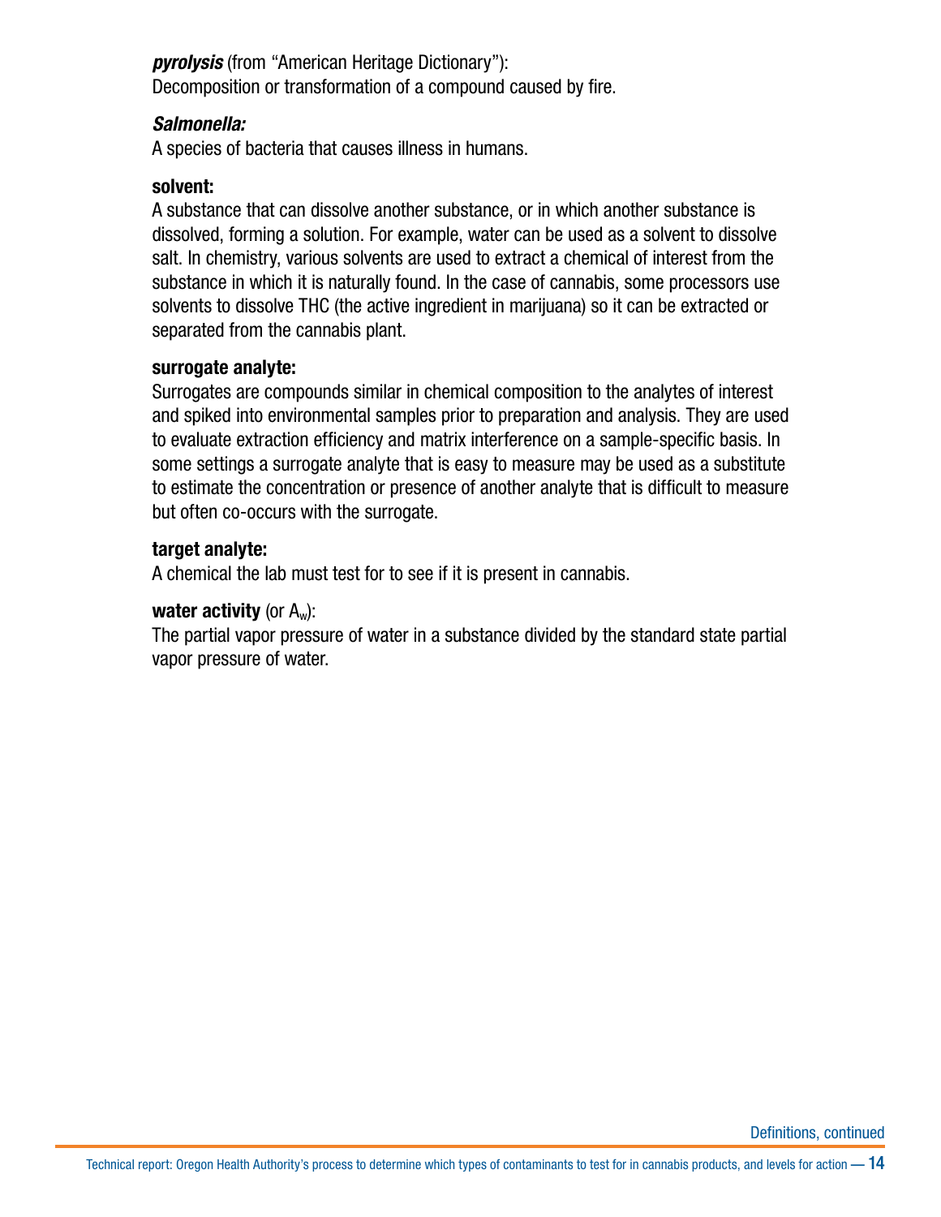***pyrolysis*** (from "American Heritage Dictionary"):
Decomposition or transformation of a compound caused by fire.

***Salmonella:***
A species of bacteria that causes illness in humans.

**solvent:**
A substance that can dissolve another substance, or in which another substance is dissolved, forming a solution. For example, water can be used as a solvent to dissolve salt. In chemistry, various solvents are used to extract a chemical of interest from the substance in which it is naturally found. In the case of cannabis, some processors use solvents to dissolve THC (the active ingredient in marijuana) so it can be extracted or separated from the cannabis plant.

**surrogate analyte:**
Surrogates are compounds similar in chemical composition to the analytes of interest and spiked into environmental samples prior to preparation and analysis. They are used to evaluate extraction efficiency and matrix interference on a sample-specific basis. In some settings a surrogate analyte that is easy to measure may be used as a substitute to estimate the concentration or presence of another analyte that is difficult to measure but often co-occurs with the surrogate.

**target analyte:**
A chemical the lab must test for to see if it is present in cannabis.

**water activity** (or $A_w$):
The partial vapor pressure of water in a substance divided by the standard state partial vapor pressure of water.

Definitions, continued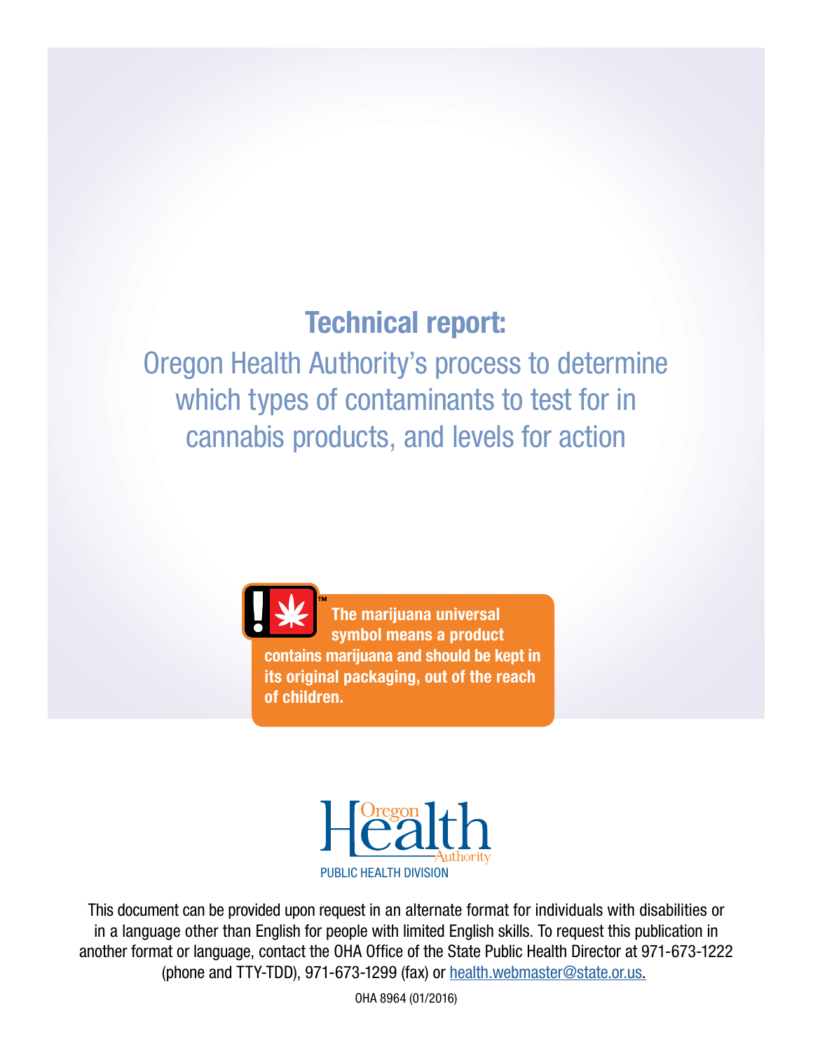# Technical report:

## Oregon Health Authority's process to determine which types of contaminants to test for in cannabis products, and levels for action

**The marijuana universal symbol means a product contains marijuana and should be kept in its original packaging, out of the reach of children.**

Oregon Health Authority

PUBLIC HEALTH DIVISION

This document can be provided upon request in an alternate format for individuals with disabilities or in a language other than English for people with limited English skills. To request this publication in another format or language, contact the OHA Office of the State Public Health Director at 971-673-1222 (phone and TTY-TDD), 971-673-1299 (fax) or health.webmaster@state.or.us.

OHA 8964 (01/2016)